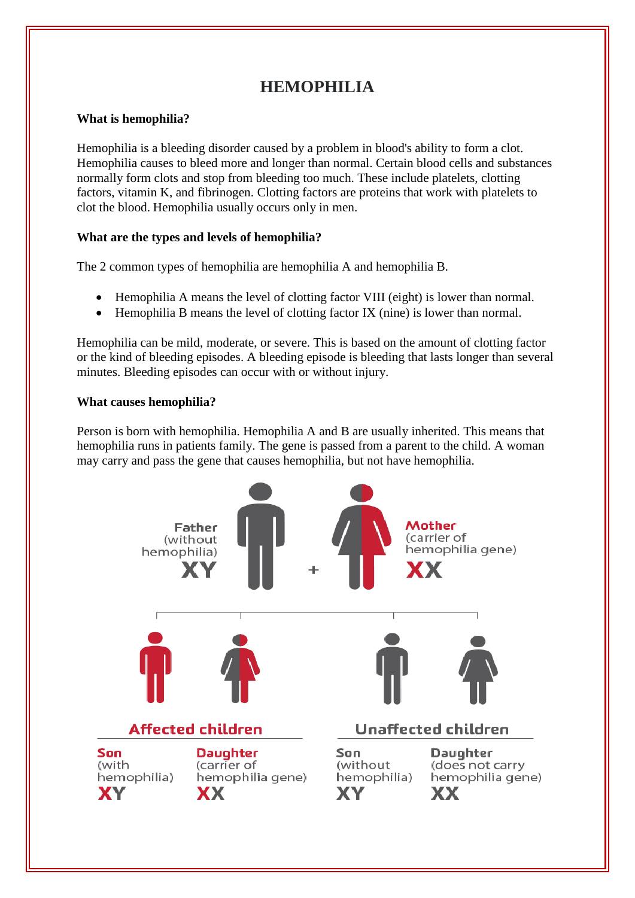# HEMOPHILIA

**What is hemophilia?**

Hemophilia is a bleeding disorder caused by a problem in blood's ability to form a clot. Hemophilia causes to bleed more and longer than normal. Certain blood cells and substances normally form clots and stop from bleeding too much. These include platelets, clotting factors, vitamin K, and fibrinogen. Clotting factors are proteins that work with platelets to clot the blood. Hemophilia usually occurs only in men.

**What are the types and levels of hemophilia?**

The 2 common types of hemophilia are hemophilia A and hemophilia B.

- Hemophilia A means the level of clotting factor VIII (eight) is lower than normal.
- Hemophilia B means the level of clotting factor IX (nine) is lower than normal.

Hemophilia can be mild, moderate, or severe. This is based on the amount of clotting factor or the kind of bleeding episodes. A bleeding episode is bleeding that lasts longer than several minutes. Bleeding episodes can occur with or without injury.

**What causes hemophilia?**

Person is born with hemophilia. Hemophilia A and B are usually inherited. This means that hemophilia runs in patients family. The gene is passed from a parent to the child. A woman may carry and pass the gene that causes hemophilia, but not have hemophilia.

**Father** (without hemophilia) XY + **Mother** (carrier of hemophilia gene) XX

**Affected children**

- **Son** (with hemophilia) XY
- **Daughter** (carrier of hemophilia gene) XX

**Unaffected children**

- **Son** (without hemophilia) XY
- **Daughter** (does not carry hemophilia gene) XX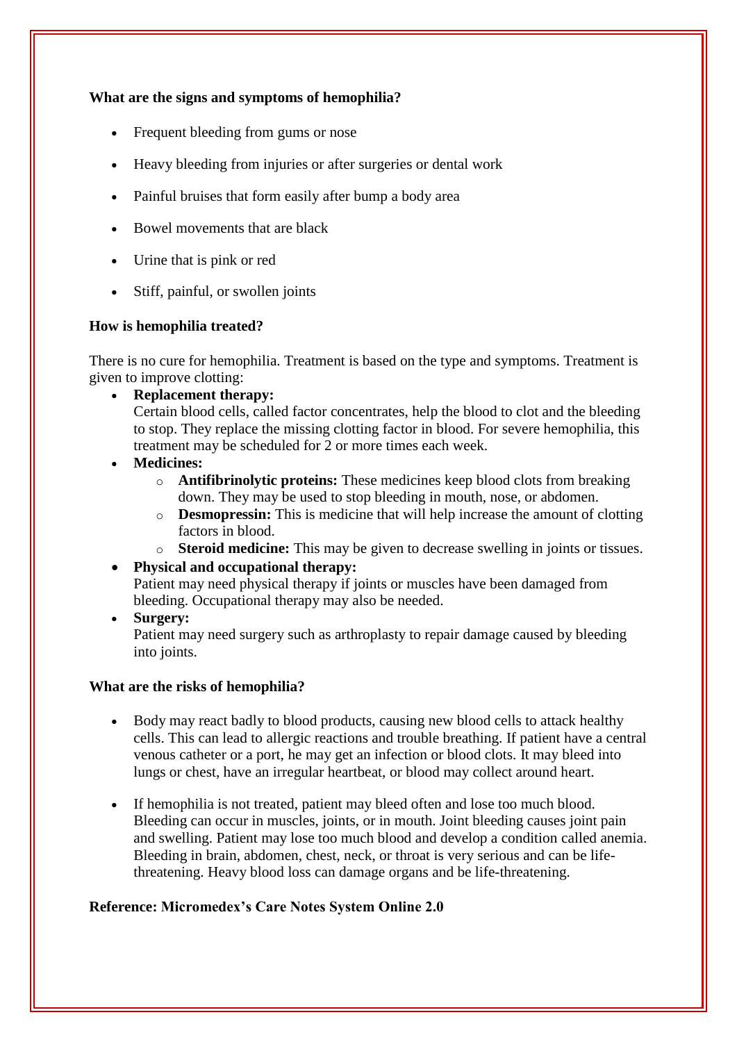**What are the signs and symptoms of hemophilia?**

- Frequent bleeding from gums or nose
- Heavy bleeding from injuries or after surgeries or dental work
- Painful bruises that form easily after bump a body area
- Bowel movements that are black
- Urine that is pink or red
- Stiff, painful, or swollen joints

**How is hemophilia treated?**

There is no cure for hemophilia. Treatment is based on the type and symptoms. Treatment is given to improve clotting:

- **Replacement therapy:**
  Certain blood cells, called factor concentrates, help the blood to clot and the bleeding to stop. They replace the missing clotting factor in blood. For severe hemophilia, this treatment may be scheduled for 2 or more times each week.
- **Medicines:**
  - **Antifibrinolytic proteins:** These medicines keep blood clots from breaking down. They may be used to stop bleeding in mouth, nose, or abdomen.
  - **Desmopressin:** This is medicine that will help increase the amount of clotting factors in blood.
  - **Steroid medicine:** This may be given to decrease swelling in joints or tissues.
- **Physical and occupational therapy:**
  Patient may need physical therapy if joints or muscles have been damaged from bleeding. Occupational therapy may also be needed.
- **Surgery:**
  Patient may need surgery such as arthroplasty to repair damage caused by bleeding into joints.

**What are the risks of hemophilia?**

- Body may react badly to blood products, causing new blood cells to attack healthy cells. This can lead to allergic reactions and trouble breathing. If patient have a central venous catheter or a port, he may get an infection or blood clots. It may bleed into lungs or chest, have an irregular heartbeat, or blood may collect around heart.

- If hemophilia is not treated, patient may bleed often and lose too much blood. Bleeding can occur in muscles, joints, or in mouth. Joint bleeding causes joint pain and swelling. Patient may lose too much blood and develop a condition called anemia. Bleeding in brain, abdomen, chest, neck, or throat is very serious and can be life-threatening. Heavy blood loss can damage organs and be life-threatening.

**Reference: Micromedex's Care Notes System Online 2.0**